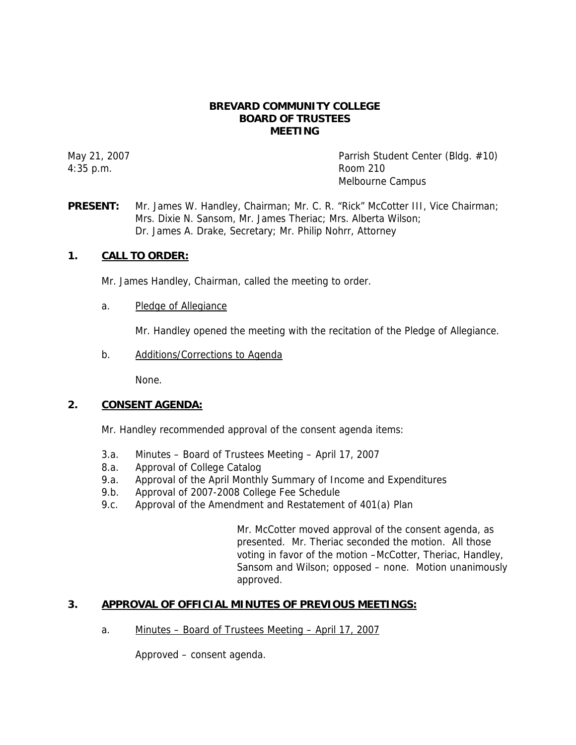# BREVARD COMMUNITY COLLEGE
# BOARD OF TRUSTEES
# MEETING

May 21, 2007
4:35 p.m.

Parrish Student Center (Bldg. #10)
Room 210
Melbourne Campus

**PRESENT:** Mr. James W. Handley, Chairman; Mr. C. R. "Rick" McCotter III, Vice Chairman; Mrs. Dixie N. Sansom, Mr. James Theriac; Mrs. Alberta Wilson; Dr. James A. Drake, Secretary; Mr. Philip Nohrr, Attorney

## 1. CALL TO ORDER:

Mr. James Handley, Chairman, called the meeting to order.

a. Pledge of Allegiance

Mr. Handley opened the meeting with the recitation of the Pledge of Allegiance.

b. Additions/Corrections to Agenda

None.

## 2. CONSENT AGENDA:

Mr. Handley recommended approval of the consent agenda items:

- 3.a. Minutes – Board of Trustees Meeting – April 17, 2007
- 8.a. Approval of College Catalog
- 9.a. Approval of the April Monthly Summary of Income and Expenditures
- 9.b. Approval of 2007-2008 College Fee Schedule
- 9.c. Approval of the Amendment and Restatement of 401(a) Plan

Mr. McCotter moved approval of the consent agenda, as presented. Mr. Theriac seconded the motion. All those voting in favor of the motion –McCotter, Theriac, Handley, Sansom and Wilson; opposed – none. Motion unanimously approved.

## 3. APPROVAL OF OFFICIAL MINUTES OF PREVIOUS MEETINGS:

a. Minutes – Board of Trustees Meeting – April 17, 2007

Approved – consent agenda.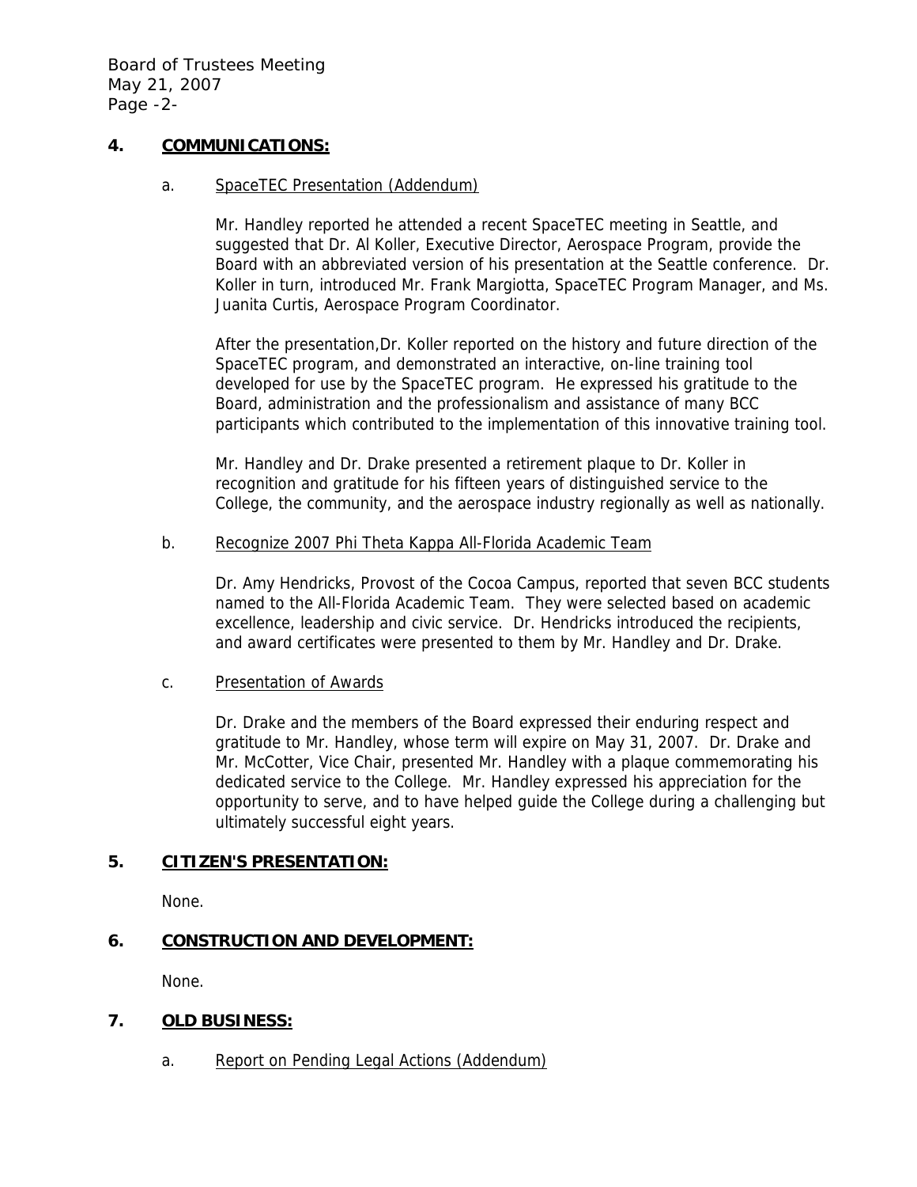## 4. COMMUNICATIONS:

a. SpaceTEC Presentation (Addendum)

Mr. Handley reported he attended a recent SpaceTEC meeting in Seattle, and suggested that Dr. Al Koller, Executive Director, Aerospace Program, provide the Board with an abbreviated version of his presentation at the Seattle conference. Dr. Koller in turn, introduced Mr. Frank Margiotta, SpaceTEC Program Manager, and Ms. Juanita Curtis, Aerospace Program Coordinator.

After the presentation,Dr. Koller reported on the history and future direction of the SpaceTEC program, and demonstrated an interactive, on-line training tool developed for use by the SpaceTEC program. He expressed his gratitude to the Board, administration and the professionalism and assistance of many BCC participants which contributed to the implementation of this innovative training tool.

Mr. Handley and Dr. Drake presented a retirement plaque to Dr. Koller in recognition and gratitude for his fifteen years of distinguished service to the College, the community, and the aerospace industry regionally as well as nationally.

b. Recognize 2007 Phi Theta Kappa All-Florida Academic Team

Dr. Amy Hendricks, Provost of the Cocoa Campus, reported that seven BCC students named to the All-Florida Academic Team. They were selected based on academic excellence, leadership and civic service. Dr. Hendricks introduced the recipients, and award certificates were presented to them by Mr. Handley and Dr. Drake.

c. Presentation of Awards

Dr. Drake and the members of the Board expressed their enduring respect and gratitude to Mr. Handley, whose term will expire on May 31, 2007. Dr. Drake and Mr. McCotter, Vice Chair, presented Mr. Handley with a plaque commemorating his dedicated service to the College. Mr. Handley expressed his appreciation for the opportunity to serve, and to have helped guide the College during a challenging but ultimately successful eight years.

## 5. CITIZEN'S PRESENTATION:

None.

## 6. CONSTRUCTION AND DEVELOPMENT:

None.

## 7. OLD BUSINESS:

a. Report on Pending Legal Actions (Addendum)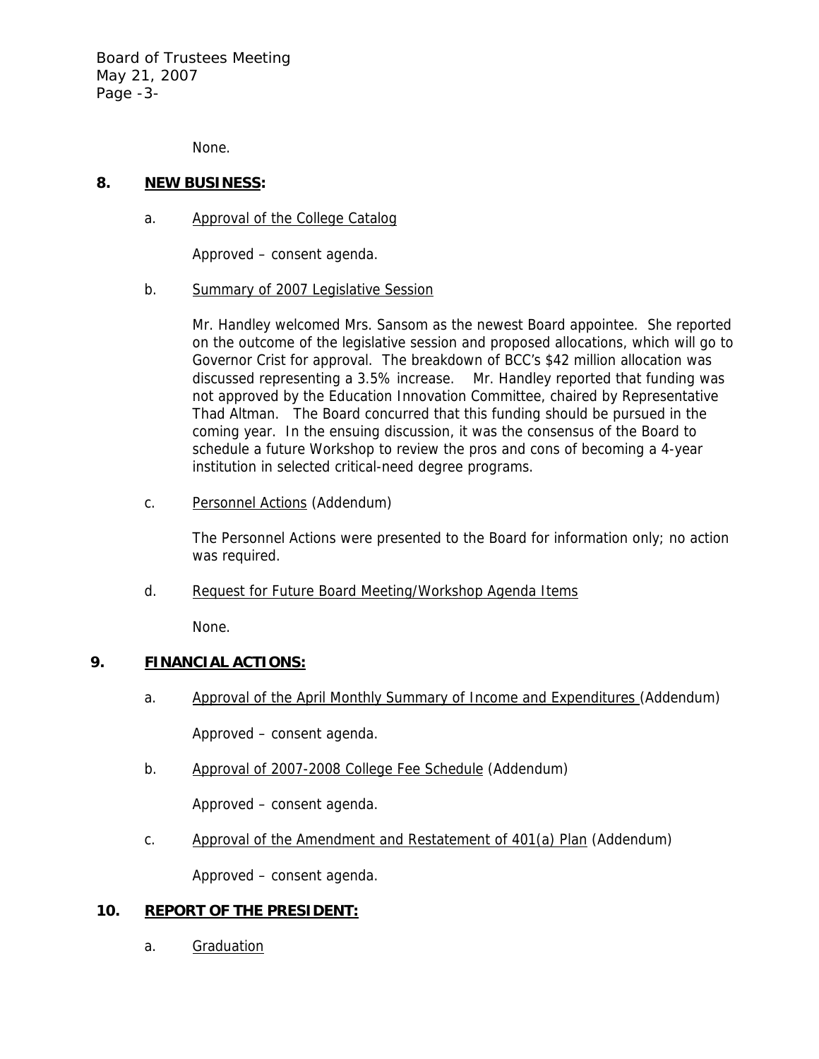None.

## 8. **NEW BUSINESS:**

a. Approval of the College Catalog

Approved – consent agenda.

b. Summary of 2007 Legislative Session

Mr. Handley welcomed Mrs. Sansom as the newest Board appointee. She reported on the outcome of the legislative session and proposed allocations, which will go to Governor Crist for approval. The breakdown of BCC's $42 million allocation was discussed representing a 3.5% increase. Mr. Handley reported that funding was not approved by the Education Innovation Committee, chaired by Representative Thad Altman. The Board concurred that this funding should be pursued in the coming year. In the ensuing discussion, it was the consensus of the Board to schedule a future Workshop to review the pros and cons of becoming a 4-year institution in selected critical-need degree programs.

c. Personnel Actions (Addendum)

The Personnel Actions were presented to the Board for information only; no action was required.

d. Request for Future Board Meeting/Workshop Agenda Items

None.

## 9. **FINANCIAL ACTIONS:**

a. Approval of the April Monthly Summary of Income and Expenditures (Addendum)

Approved – consent agenda.

b. Approval of 2007-2008 College Fee Schedule (Addendum)

Approved – consent agenda.

c. Approval of the Amendment and Restatement of 401(a) Plan (Addendum)

Approved – consent agenda.

## 10. **REPORT OF THE PRESIDENT:**

a. Graduation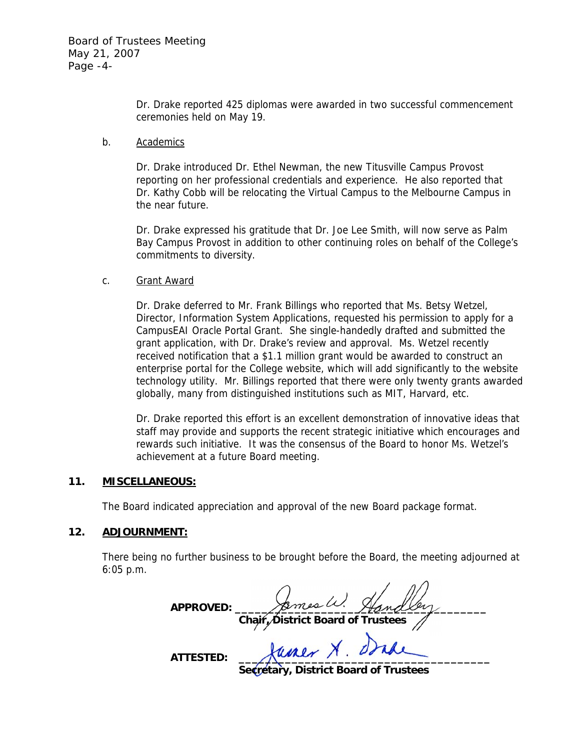Dr. Drake reported 425 diplomas were awarded in two successful commencement ceremonies held on May 19.

b. Academics

Dr. Drake introduced Dr. Ethel Newman, the new Titusville Campus Provost reporting on her professional credentials and experience. He also reported that Dr. Kathy Cobb will be relocating the Virtual Campus to the Melbourne Campus in the near future.

Dr. Drake expressed his gratitude that Dr. Joe Lee Smith, will now serve as Palm Bay Campus Provost in addition to other continuing roles on behalf of the College's commitments to diversity.

c. Grant Award

Dr. Drake deferred to Mr. Frank Billings who reported that Ms. Betsy Wetzel, Director, Information System Applications, requested his permission to apply for a CampusEAI Oracle Portal Grant. She single-handedly drafted and submitted the grant application, with Dr. Drake's review and approval. Ms. Wetzel recently received notification that a $1.1 million grant would be awarded to construct an enterprise portal for the College website, which will add significantly to the website technology utility. Mr. Billings reported that there were only twenty grants awarded globally, many from distinguished institutions such as MIT, Harvard, etc.

Dr. Drake reported this effort is an excellent demonstration of innovative ideas that staff may provide and supports the recent strategic initiative which encourages and rewards such initiative. It was the consensus of the Board to honor Ms. Wetzel's achievement at a future Board meeting.

## 11. MISCELLANEOUS:

The Board indicated appreciation and approval of the new Board package format.

## 12. ADJOURNMENT:

There being no further business to be brought before the Board, the meeting adjourned at 6:05 p.m.

**APPROVED:** James W. Handley
**Chair, District Board of Trustees**

**ATTESTED:** James H. Drake
**Secretary, District Board of Trustees**